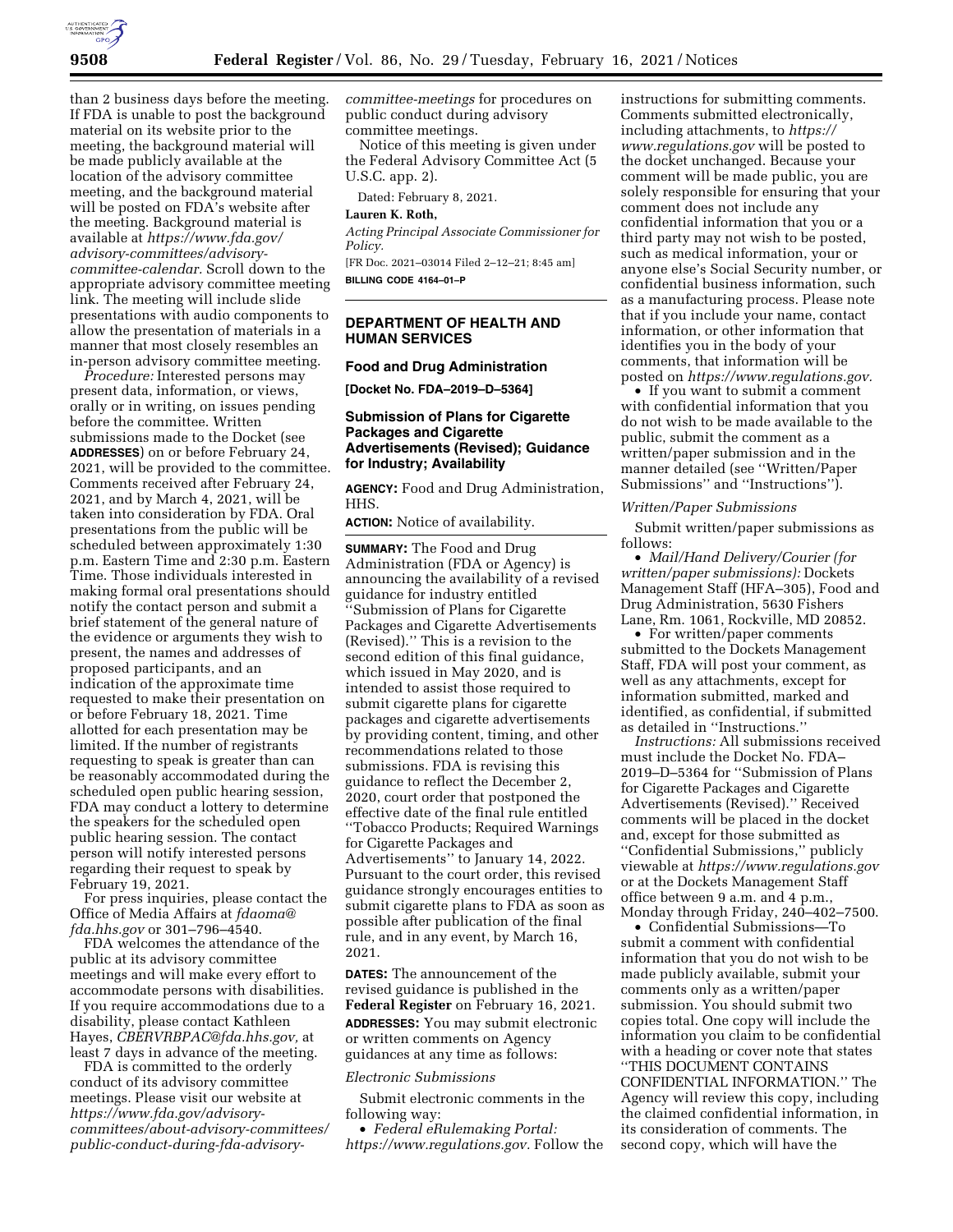than 2 business days before the meeting. If FDA is unable to post the background material on its website prior to the meeting, the background material will be made publicly available at the location of the advisory committee meeting, and the background material will be posted on FDA's website after the meeting. Background material is available at *https://www.fda.gov/advisory-committees/advisory-committee-calendar*. Scroll down to the appropriate advisory committee meeting link. The meeting will include slide presentations with audio components to allow the presentation of materials in a manner that most closely resembles an in-person advisory committee meeting.

*Procedure:* Interested persons may present data, information, or views, orally or in writing, on issues pending before the committee. Written submissions made to the Docket (see **ADDRESSES**) on or before February 24, 2021, will be provided to the committee. Comments received after February 24, 2021, and by March 4, 2021, will be taken into consideration by FDA. Oral presentations from the public will be scheduled between approximately 1:30 p.m. Eastern Time and 2:30 p.m. Eastern Time. Those individuals interested in making formal oral presentations should notify the contact person and submit a brief statement of the general nature of the evidence or arguments they wish to present, the names and addresses of proposed participants, and an indication of the approximate time requested to make their presentation on or before February 18, 2021. Time allotted for each presentation may be limited. If the number of registrants requesting to speak is greater than can be reasonably accommodated during the scheduled open public hearing session, FDA may conduct a lottery to determine the speakers for the scheduled open public hearing session. The contact person will notify interested persons regarding their request to speak by February 19, 2021.

For press inquiries, please contact the Office of Media Affairs at *fdaoma@fda.hhs.gov* or 301–796–4540.

FDA welcomes the attendance of the public at its advisory committee meetings and will make every effort to accommodate persons with disabilities. If you require accommodations due to a disability, please contact Kathleen Hayes, *CBERVRBPAC@fda.hhs.gov,* at least 7 days in advance of the meeting.

FDA is committed to the orderly conduct of its advisory committee meetings. Please visit our website at *https://www.fda.gov/advisory-committees/about-advisory-committees/public-conduct-during-fda-advisory-committee-meetings* for procedures on public conduct during advisory committee meetings.

Notice of this meeting is given under the Federal Advisory Committee Act (5 U.S.C. app. 2).

Dated: February 8, 2021.

**Lauren K. Roth,**

*Acting Principal Associate Commissioner for Policy.*

[FR Doc. 2021–03014 Filed 2–12–21; 8:45 am]

**BILLING CODE 4164–01–P**

---

## DEPARTMENT OF HEALTH AND HUMAN SERVICES

### Food and Drug Administration

**[Docket No. FDA–2019–D–5364]**

### Submission of Plans for Cigarette Packages and Cigarette Advertisements (Revised); Guidance for Industry; Availability

**AGENCY:** Food and Drug Administration, HHS.

**ACTION:** Notice of availability.

**SUMMARY:** The Food and Drug Administration (FDA or Agency) is announcing the availability of a revised guidance for industry entitled ''Submission of Plans for Cigarette Packages and Cigarette Advertisements (Revised).'' This is a revision to the second edition of this final guidance, which issued in May 2020, and is intended to assist those required to submit cigarette plans for cigarette packages and cigarette advertisements by providing content, timing, and other recommendations related to those submissions. FDA is revising this guidance to reflect the December 2, 2020, court order that postponed the effective date of the final rule entitled ''Tobacco Products; Required Warnings for Cigarette Packages and Advertisements'' to January 14, 2022. Pursuant to the court order, this revised guidance strongly encourages entities to submit cigarette plans to FDA as soon as possible after publication of the final rule, and in any event, by March 16, 2021.

**DATES:** The announcement of the revised guidance is published in the **Federal Register** on February 16, 2021.

**ADDRESSES:** You may submit electronic or written comments on Agency guidances at any time as follows:

*Electronic Submissions*

Submit electronic comments in the following way:

- *Federal eRulemaking Portal: https://www.regulations.gov.* Follow the instructions for submitting comments. Comments submitted electronically, including attachments, to *https://www.regulations.gov* will be posted to the docket unchanged. Because your comment will be made public, you are solely responsible for ensuring that your comment does not include any confidential information that you or a third party may not wish to be posted, such as medical information, your or anyone else's Social Security number, or confidential business information, such as a manufacturing process. Please note that if you include your name, contact information, or other information that identifies you in the body of your comments, that information will be posted on *https://www.regulations.gov.*
- If you want to submit a comment with confidential information that you do not wish to be made available to the public, submit the comment as a written/paper submission and in the manner detailed (see ''Written/Paper Submissions'' and ''Instructions'').

*Written/Paper Submissions*

Submit written/paper submissions as follows:

- *Mail/Hand Delivery/Courier (for written/paper submissions):* Dockets Management Staff (HFA–305), Food and Drug Administration, 5630 Fishers Lane, Rm. 1061, Rockville, MD 20852.
- For written/paper comments submitted to the Dockets Management Staff, FDA will post your comment, as well as any attachments, except for information submitted, marked and identified, as confidential, if submitted as detailed in ''Instructions.''

*Instructions:* All submissions received must include the Docket No. FDA–2019–D–5364 for ''Submission of Plans for Cigarette Packages and Cigarette Advertisements (Revised).'' Received comments will be placed in the docket and, except for those submitted as ''Confidential Submissions,'' publicly viewable at *https://www.regulations.gov* or at the Dockets Management Staff office between 9 a.m. and 4 p.m., Monday through Friday, 240–402–7500.

- Confidential Submissions—To submit a comment with confidential information that you do not wish to be made publicly available, submit your comments only as a written/paper submission. You should submit two copies total. One copy will include the information you claim to be confidential with a heading or cover note that states ''THIS DOCUMENT CONTAINS CONFIDENTIAL INFORMATION.'' The Agency will review this copy, including the claimed confidential information, in its consideration of comments. The second copy, which will have the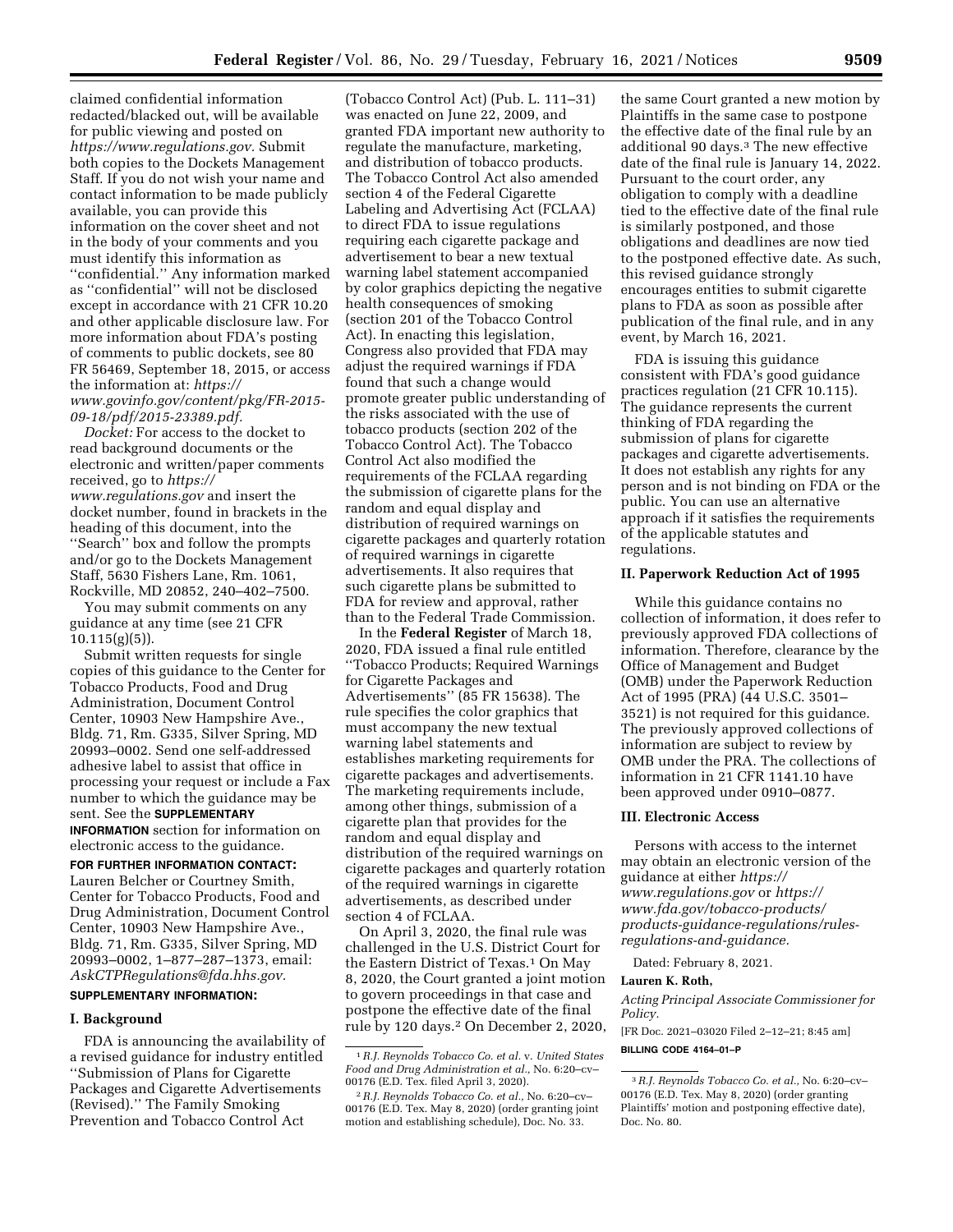claimed confidential information redacted/blacked out, will be available for public viewing and posted on *https://www.regulations.gov.* Submit both copies to the Dockets Management Staff. If you do not wish your name and contact information to be made publicly available, you can provide this information on the cover sheet and not in the body of your comments and you must identify this information as ''confidential.'' Any information marked as ''confidential'' will not be disclosed except in accordance with 21 CFR 10.20 and other applicable disclosure law. For more information about FDA's posting of comments to public dockets, see 80 FR 56469, September 18, 2015, or access the information at: *https://www.govinfo.gov/content/pkg/FR-2015-09-18/pdf/2015-23389.pdf.*

*Docket:* For access to the docket to read background documents or the electronic and written/paper comments received, go to *https://www.regulations.gov* and insert the docket number, found in brackets in the heading of this document, into the ''Search'' box and follow the prompts and/or go to the Dockets Management Staff, 5630 Fishers Lane, Rm. 1061, Rockville, MD 20852, 240–402–7500.

You may submit comments on any guidance at any time (see 21 CFR 10.115(g)(5)).

Submit written requests for single copies of this guidance to the Center for Tobacco Products, Food and Drug Administration, Document Control Center, 10903 New Hampshire Ave., Bldg. 71, Rm. G335, Silver Spring, MD 20993–0002. Send one self-addressed adhesive label to assist that office in processing your request or include a Fax number to which the guidance may be sent. See the **SUPPLEMENTARY INFORMATION** section for information on electronic access to the guidance.

**FOR FURTHER INFORMATION CONTACT:** Lauren Belcher or Courtney Smith, Center for Tobacco Products, Food and Drug Administration, Document Control Center, 10903 New Hampshire Ave., Bldg. 71, Rm. G335, Silver Spring, MD 20993–0002, 1–877–287–1373, email: *AskCTPRegulations@fda.hhs.gov.*

**SUPPLEMENTARY INFORMATION:**

## I. Background

FDA is announcing the availability of a revised guidance for industry entitled ''Submission of Plans for Cigarette Packages and Cigarette Advertisements (Revised).'' The Family Smoking Prevention and Tobacco Control Act (Tobacco Control Act) (Pub. L. 111–31) was enacted on June 22, 2009, and granted FDA important new authority to regulate the manufacture, marketing, and distribution of tobacco products. The Tobacco Control Act also amended section 4 of the Federal Cigarette Labeling and Advertising Act (FCLAA) to direct FDA to issue regulations requiring each cigarette package and advertisement to bear a new textual warning label statement accompanied by color graphics depicting the negative health consequences of smoking (section 201 of the Tobacco Control Act). In enacting this legislation, Congress also provided that FDA may adjust the required warnings if FDA found that such a change would promote greater public understanding of the risks associated with the use of tobacco products (section 202 of the Tobacco Control Act). The Tobacco Control Act also modified the requirements of the FCLAA regarding the submission of cigarette plans for the random and equal display and distribution of required warnings on cigarette packages and quarterly rotation of required warnings in cigarette advertisements. It also requires that such cigarette plans be submitted to FDA for review and approval, rather than to the Federal Trade Commission.

In the **Federal Register** of March 18, 2020, FDA issued a final rule entitled ''Tobacco Products; Required Warnings for Cigarette Packages and Advertisements'' (85 FR 15638). The rule specifies the color graphics that must accompany the new textual warning label statements and establishes marketing requirements for cigarette packages and advertisements. The marketing requirements include, among other things, submission of a cigarette plan that provides for the random and equal display and distribution of the required warnings on cigarette packages and quarterly rotation of the required warnings in cigarette advertisements, as described under section 4 of FCLAA.

On April 3, 2020, the final rule was challenged in the U.S. District Court for the Eastern District of Texas.[1] On May 8, 2020, the Court granted a joint motion to govern proceedings in that case and postpone the effective date of the final rule by 120 days.[2] On December 2, 2020, the same Court granted a new motion by Plaintiffs in the same case to postpone the effective date of the final rule by an additional 90 days.[3] The new effective date of the final rule is January 14, 2022. Pursuant to the court order, any obligation to comply with a deadline tied to the effective date of the final rule is similarly postponed, and those obligations and deadlines are now tied to the postponed effective date. As such, this revised guidance strongly encourages entities to submit cigarette plans to FDA as soon as possible after publication of the final rule, and in any event, by March 16, 2021.

FDA is issuing this guidance consistent with FDA's good guidance practices regulation (21 CFR 10.115). The guidance represents the current thinking of FDA regarding the submission of plans for cigarette packages and cigarette advertisements. It does not establish any rights for any person and is not binding on FDA or the public. You can use an alternative approach if it satisfies the requirements of the applicable statutes and regulations.

## II. Paperwork Reduction Act of 1995

While this guidance contains no collection of information, it does refer to previously approved FDA collections of information. Therefore, clearance by the Office of Management and Budget (OMB) under the Paperwork Reduction Act of 1995 (PRA) (44 U.S.C. 3501–3521) is not required for this guidance. The previously approved collections of information are subject to review by OMB under the PRA. The collections of information in 21 CFR 1141.10 have been approved under 0910–0877.

## III. Electronic Access

Persons with access to the internet may obtain an electronic version of the guidance at either *https://www.regulations.gov* or *https://www.fda.gov/tobacco-products/products-guidance-regulations/rules-regulations-and-guidance.*

Dated: February 8, 2021.

**Lauren K. Roth,**

*Acting Principal Associate Commissioner for Policy.*

[FR Doc. 2021–03020 Filed 2–12–21; 8:45 am]

**BILLING CODE 4164–01–P**

---

[1] *R.J. Reynolds Tobacco Co. et al.* v. *United States Food and Drug Administration et al.,* No. 6:20–cv–00176 (E.D. Tex. filed April 3, 2020).

[2] *R.J. Reynolds Tobacco Co. et al.,* No. 6:20–cv–00176 (E.D. Tex. May 8, 2020) (order granting joint motion and establishing schedule), Doc. No. 33.

[3] *R.J. Reynolds Tobacco Co. et al.,* No. 6:20–cv–00176 (E.D. Tex. May 8, 2020) (order granting Plaintiffs' motion and postponing effective date), Doc. No. 80.